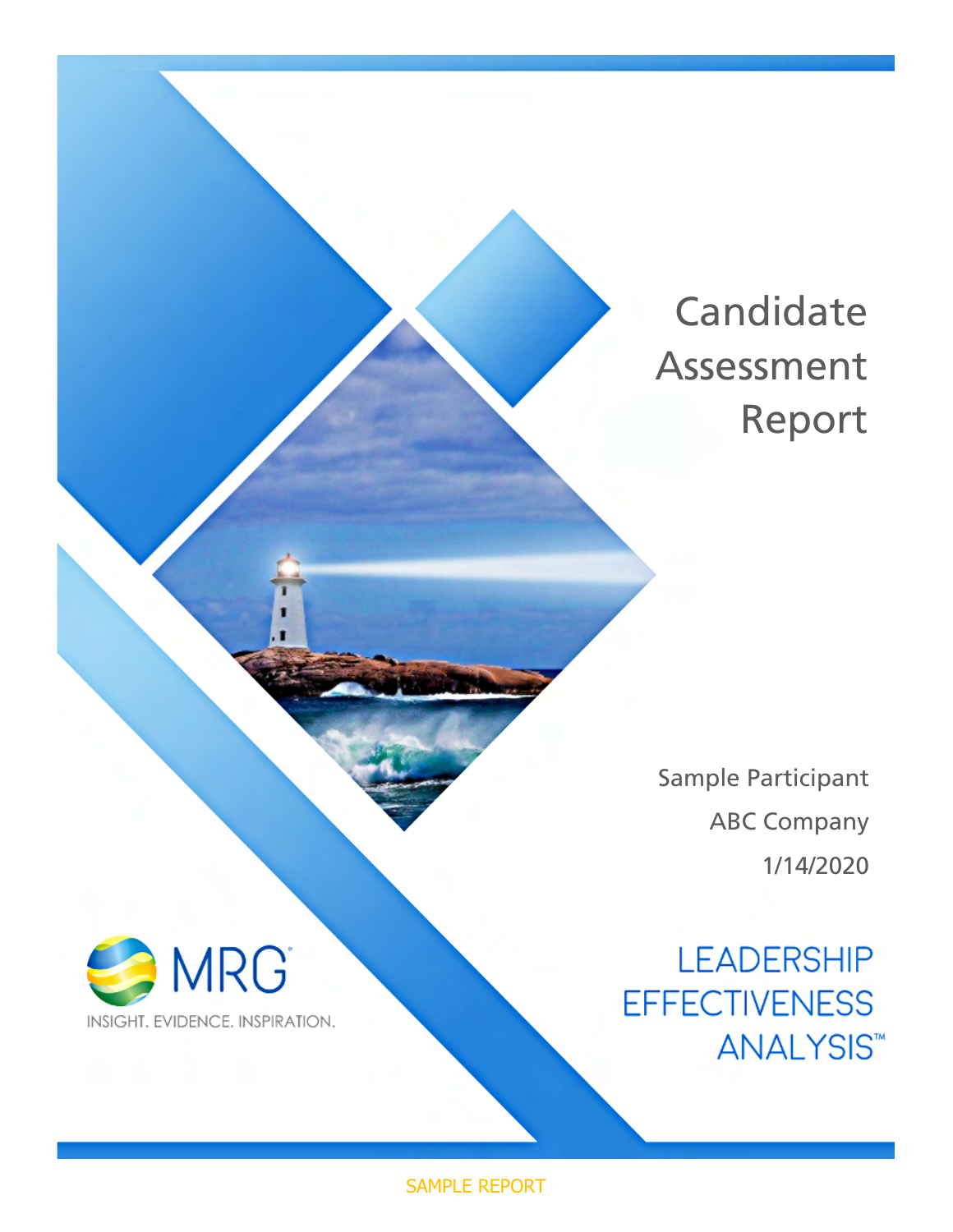# Candidate Assessment Report

Sample Participant

ABC Company

1/14/2020

MRG®

INSIGHT. EVIDENCE. INSPIRATION.

LEADERSHIP EFFECTIVENESS ANALYSIS™

SAMPLE REPORT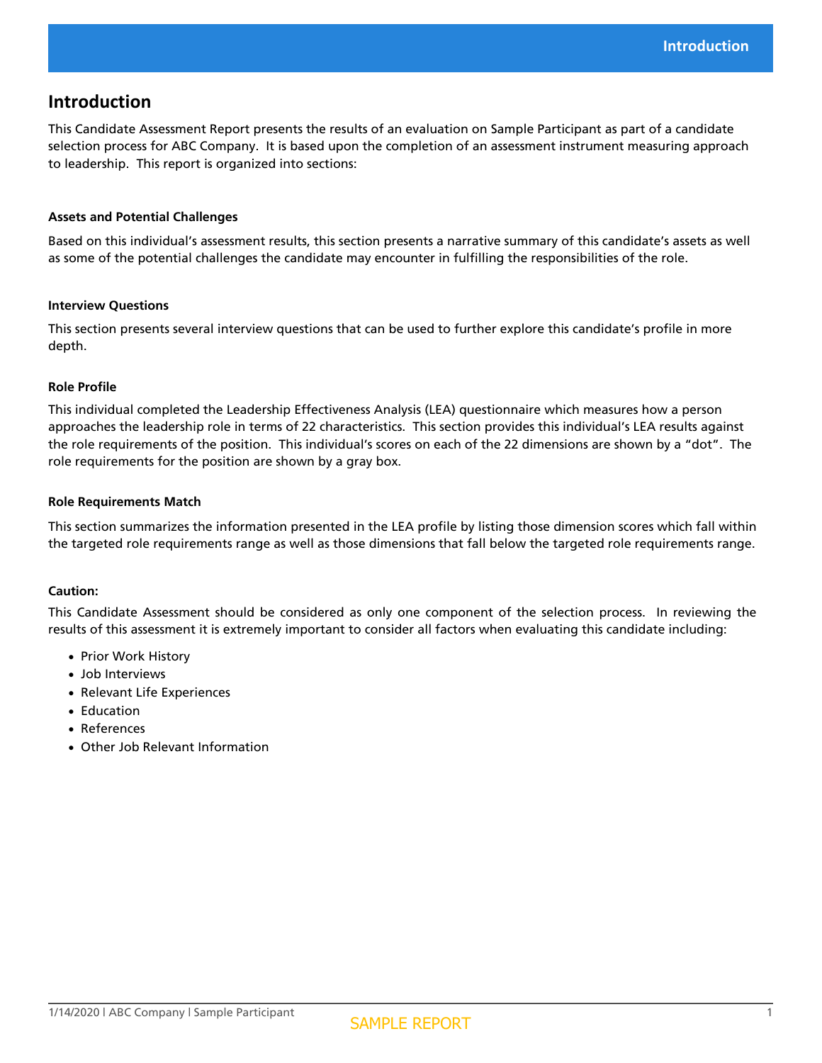# Introduction

This Candidate Assessment Report presents the results of an evaluation on Sample Participant as part of a candidate selection process for ABC Company. It is based upon the completion of an assessment instrument measuring approach to leadership. This report is organized into sections:

**Assets and Potential Challenges**

Based on this individual's assessment results, this section presents a narrative summary of this candidate's assets as well as some of the potential challenges the candidate may encounter in fulfilling the responsibilities of the role.

**Interview Questions**

This section presents several interview questions that can be used to further explore this candidate's profile in more depth.

**Role Profile**

This individual completed the Leadership Effectiveness Analysis (LEA) questionnaire which measures how a person approaches the leadership role in terms of 22 characteristics. This section provides this individual's LEA results against the role requirements of the position. This individual's scores on each of the 22 dimensions are shown by a "dot". The role requirements for the position are shown by a gray box.

**Role Requirements Match**

This section summarizes the information presented in the LEA profile by listing those dimension scores which fall within the targeted role requirements range as well as those dimensions that fall below the targeted role requirements range.

**Caution:**

This Candidate Assessment should be considered as only one component of the selection process. In reviewing the results of this assessment it is extremely important to consider all factors when evaluating this candidate including:

- Prior Work History
- Job Interviews
- Relevant Life Experiences
- Education
- References
- Other Job Relevant Information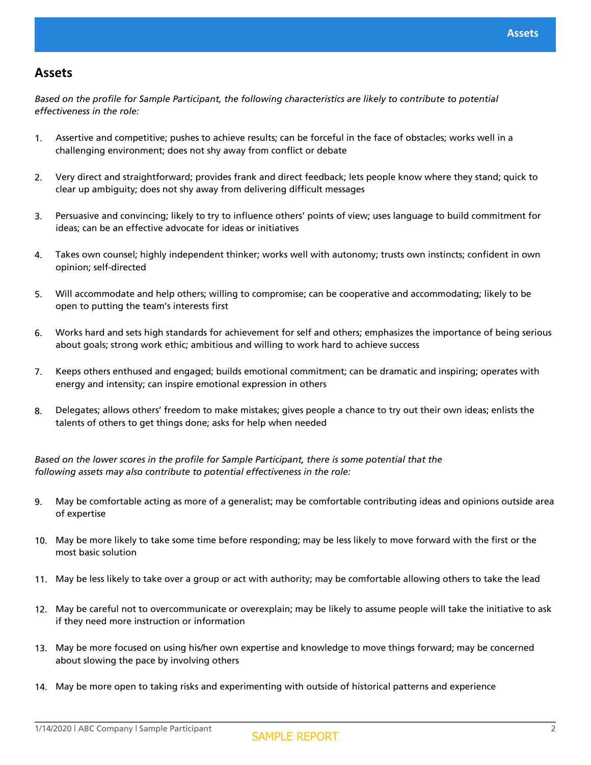## Assets

*Based on the profile for Sample Participant, the following characteristics are likely to contribute to potential effectiveness in the role:*

1. Assertive and competitive; pushes to achieve results; can be forceful in the face of obstacles; works well in a challenging environment; does not shy away from conflict or debate

2. Very direct and straightforward; provides frank and direct feedback; lets people know where they stand; quick to clear up ambiguity; does not shy away from delivering difficult messages

3. Persuasive and convincing; likely to try to influence others' points of view; uses language to build commitment for ideas; can be an effective advocate for ideas or initiatives

4. Takes own counsel; highly independent thinker; works well with autonomy; trusts own instincts; confident in own opinion; self-directed

5. Will accommodate and help others; willing to compromise; can be cooperative and accommodating; likely to be open to putting the team's interests first

6. Works hard and sets high standards for achievement for self and others; emphasizes the importance of being serious about goals; strong work ethic; ambitious and willing to work hard to achieve success

7. Keeps others enthused and engaged; builds emotional commitment; can be dramatic and inspiring; operates with energy and intensity; can inspire emotional expression in others

8. Delegates; allows others' freedom to make mistakes; gives people a chance to try out their own ideas; enlists the talents of others to get things done; asks for help when needed

*Based on the lower scores in the profile for Sample Participant, there is some potential that the following assets may also contribute to potential effectiveness in the role:*

9. May be comfortable acting as more of a generalist; may be comfortable contributing ideas and opinions outside area of expertise

10. May be more likely to take some time before responding; may be less likely to move forward with the first or the most basic solution

11. May be less likely to take over a group or act with authority; may be comfortable allowing others to take the lead

12. May be careful not to overcommunicate or overexplain; may be likely to assume people will take the initiative to ask if they need more instruction or information

13. May be more focused on using his/her own expertise and knowledge to move things forward; may be concerned about slowing the pace by involving others

14. May be more open to taking risks and experimenting with outside of historical patterns and experience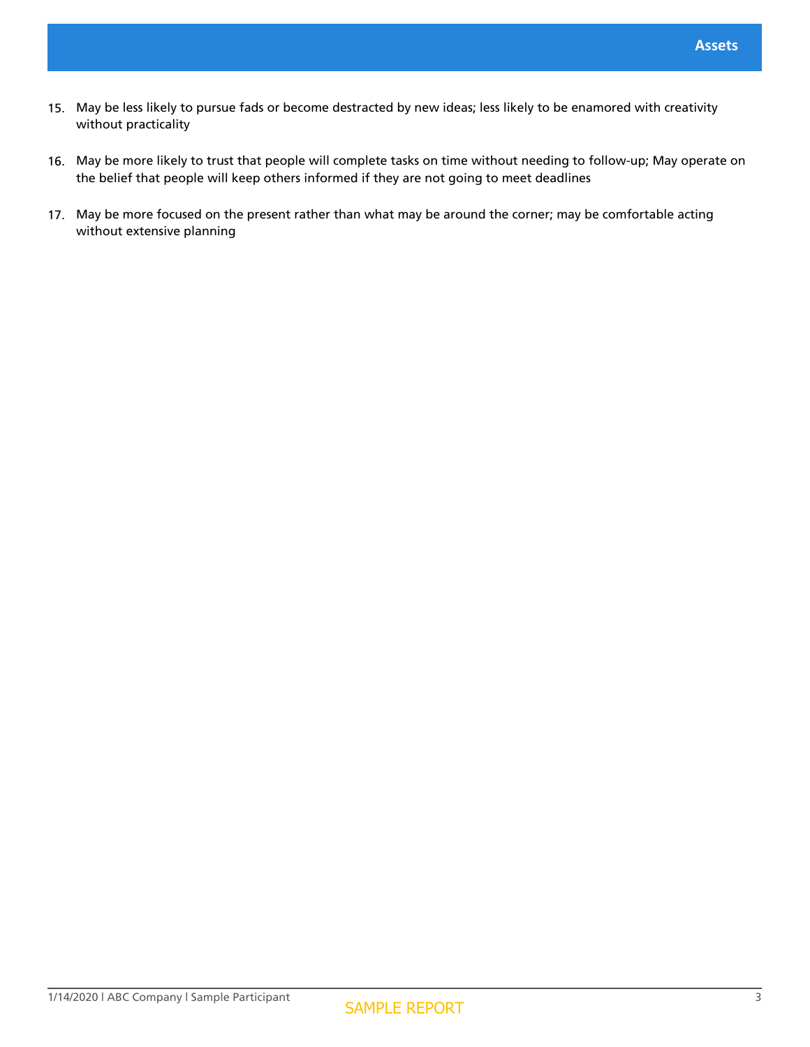15. May be less likely to pursue fads or become destracted by new ideas; less likely to be enamored with creativity without practicality

16. May be more likely to trust that people will complete tasks on time without needing to follow-up; May operate on the belief that people will keep others informed if they are not going to meet deadlines

17. May be more focused on the present rather than what may be around the corner; may be comfortable acting without extensive planning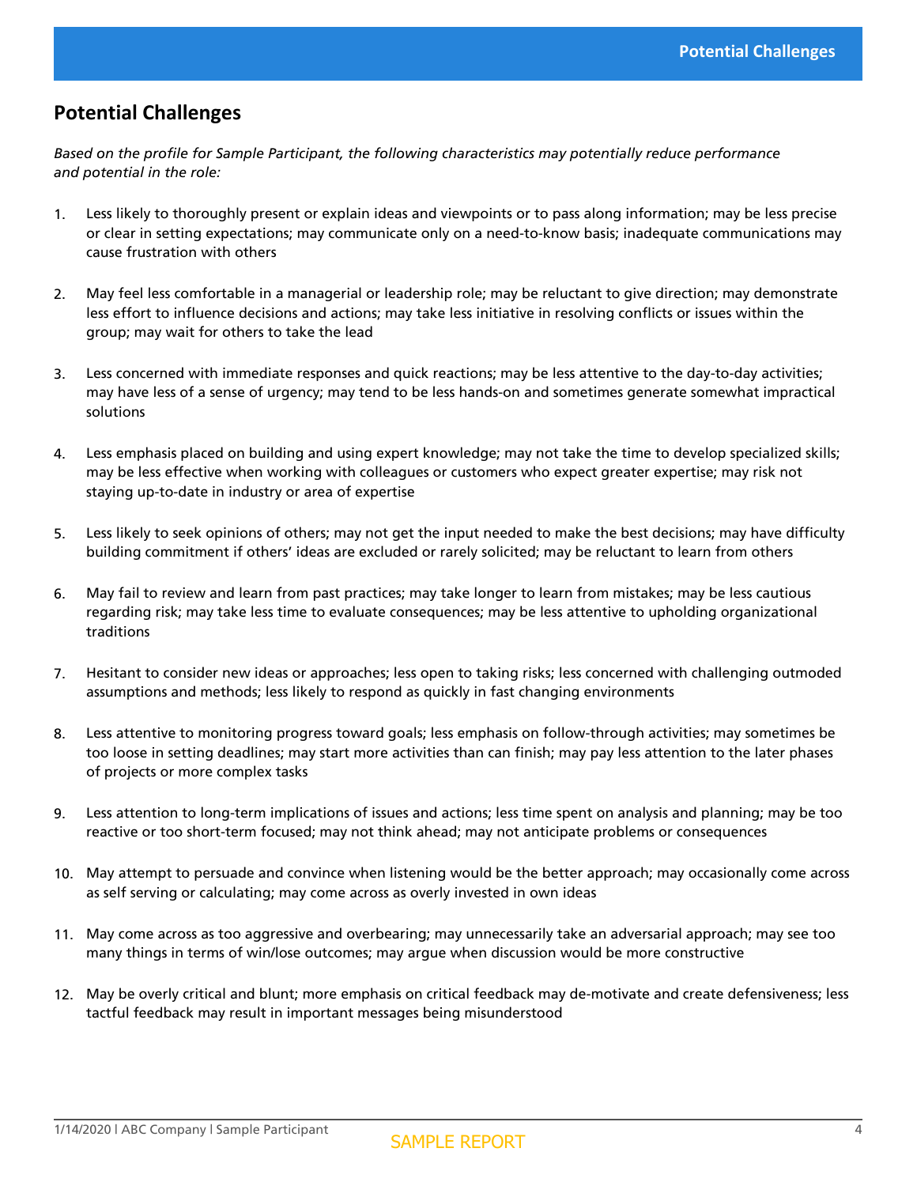## Potential Challenges

*Based on the profile for Sample Participant, the following characteristics may potentially reduce performance and potential in the role:*

1. Less likely to thoroughly present or explain ideas and viewpoints or to pass along information; may be less precise or clear in setting expectations; may communicate only on a need-to-know basis; inadequate communications may cause frustration with others

2. May feel less comfortable in a managerial or leadership role; may be reluctant to give direction; may demonstrate less effort to influence decisions and actions; may take less initiative in resolving conflicts or issues within the group; may wait for others to take the lead

3. Less concerned with immediate responses and quick reactions; may be less attentive to the day-to-day activities; may have less of a sense of urgency; may tend to be less hands-on and sometimes generate somewhat impractical solutions

4. Less emphasis placed on building and using expert knowledge; may not take the time to develop specialized skills; may be less effective when working with colleagues or customers who expect greater expertise; may risk not staying up-to-date in industry or area of expertise

5. Less likely to seek opinions of others; may not get the input needed to make the best decisions; may have difficulty building commitment if others' ideas are excluded or rarely solicited; may be reluctant to learn from others

6. May fail to review and learn from past practices; may take longer to learn from mistakes; may be less cautious regarding risk; may take less time to evaluate consequences; may be less attentive to upholding organizational traditions

7. Hesitant to consider new ideas or approaches; less open to taking risks; less concerned with challenging outmoded assumptions and methods; less likely to respond as quickly in fast changing environments

8. Less attentive to monitoring progress toward goals; less emphasis on follow-through activities; may sometimes be too loose in setting deadlines; may start more activities than can finish; may pay less attention to the later phases of projects or more complex tasks

9. Less attention to long-term implications of issues and actions; less time spent on analysis and planning; may be too reactive or too short-term focused; may not think ahead; may not anticipate problems or consequences

10. May attempt to persuade and convince when listening would be the better approach; may occasionally come across as self serving or calculating; may come across as overly invested in own ideas

11. May come across as too aggressive and overbearing; may unnecessarily take an adversarial approach; may see too many things in terms of win/lose outcomes; may argue when discussion would be more constructive

12. May be overly critical and blunt; more emphasis on critical feedback may de-motivate and create defensiveness; less tactful feedback may result in important messages being misunderstood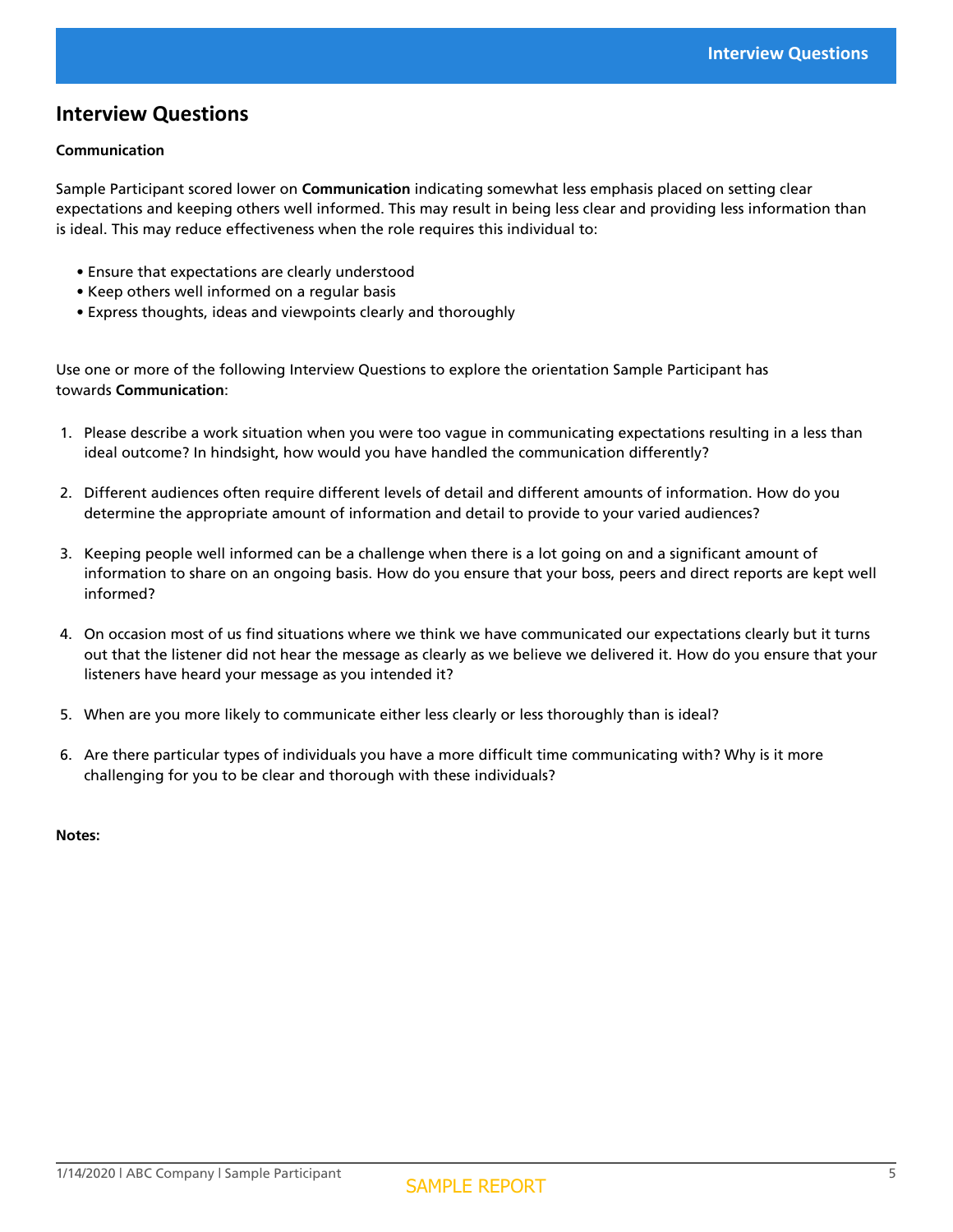## Interview Questions

**Communication**

Sample Participant scored lower on **Communication** indicating somewhat less emphasis placed on setting clear expectations and keeping others well informed. This may result in being less clear and providing less information than is ideal. This may reduce effectiveness when the role requires this individual to:

- Ensure that expectations are clearly understood
- Keep others well informed on a regular basis
- Express thoughts, ideas and viewpoints clearly and thoroughly

Use one or more of the following Interview Questions to explore the orientation Sample Participant has towards **Communication**:

1. Please describe a work situation when you were too vague in communicating expectations resulting in a less than ideal outcome? In hindsight, how would you have handled the communication differently?
2. Different audiences often require different levels of detail and different amounts of information. How do you determine the appropriate amount of information and detail to provide to your varied audiences?
3. Keeping people well informed can be a challenge when there is a lot going on and a significant amount of information to share on an ongoing basis. How do you ensure that your boss, peers and direct reports are kept well informed?
4. On occasion most of us find situations where we think we have communicated our expectations clearly but it turns out that the listener did not hear the message as clearly as we believe we delivered it. How do you ensure that your listeners have heard your message as you intended it?
5. When are you more likely to communicate either less clearly or less thoroughly than is ideal?
6. Are there particular types of individuals you have a more difficult time communicating with? Why is it more challenging for you to be clear and thorough with these individuals?

**Notes:**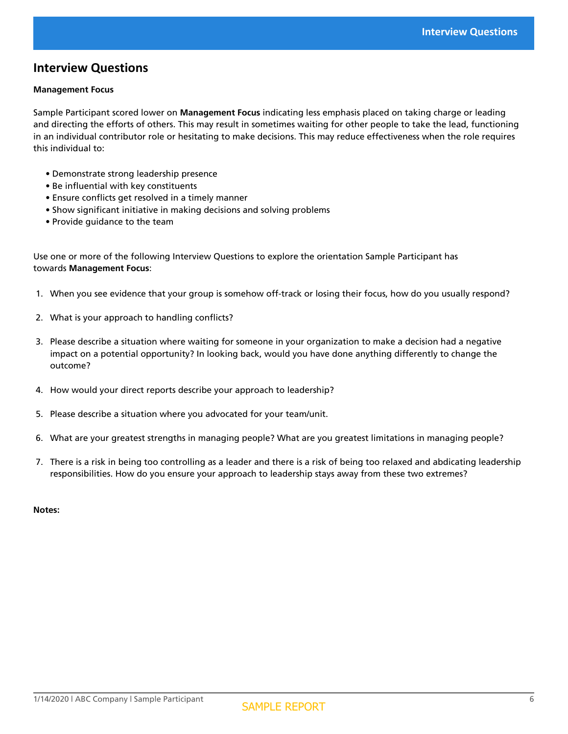# Interview Questions

**Management Focus**

Sample Participant scored lower on **Management Focus** indicating less emphasis placed on taking charge or leading and directing the efforts of others. This may result in sometimes waiting for other people to take the lead, functioning in an individual contributor role or hesitating to make decisions. This may reduce effectiveness when the role requires this individual to:

- Demonstrate strong leadership presence
- Be influential with key constituents
- Ensure conflicts get resolved in a timely manner
- Show significant initiative in making decisions and solving problems
- Provide guidance to the team

Use one or more of the following Interview Questions to explore the orientation Sample Participant has towards **Management Focus**:

1. When you see evidence that your group is somehow off-track or losing their focus, how do you usually respond?
2. What is your approach to handling conflicts?
3. Please describe a situation where waiting for someone in your organization to make a decision had a negative impact on a potential opportunity? In looking back, would you have done anything differently to change the outcome?
4. How would your direct reports describe your approach to leadership?
5. Please describe a situation where you advocated for your team/unit.
6. What are your greatest strengths in managing people? What are you greatest limitations in managing people?
7. There is a risk in being too controlling as a leader and there is a risk of being too relaxed and abdicating leadership responsibilities. How do you ensure your approach to leadership stays away from these two extremes?

**Notes:**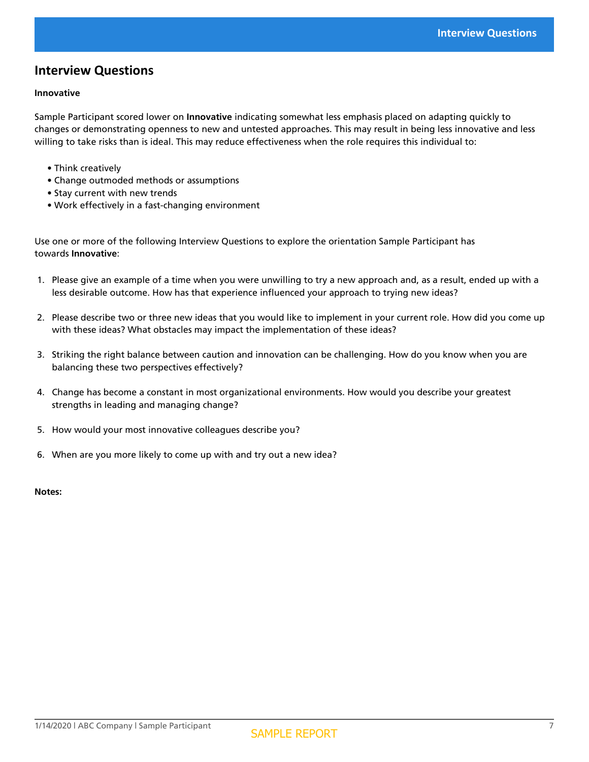## Interview Questions

**Innovative**

Sample Participant scored lower on **Innovative** indicating somewhat less emphasis placed on adapting quickly to changes or demonstrating openness to new and untested approaches. This may result in being less innovative and less willing to take risks than is ideal. This may reduce effectiveness when the role requires this individual to:

- Think creatively
- Change outmoded methods or assumptions
- Stay current with new trends
- Work effectively in a fast-changing environment

Use one or more of the following Interview Questions to explore the orientation Sample Participant has towards **Innovative**:

1. Please give an example of a time when you were unwilling to try a new approach and, as a result, ended up with a less desirable outcome. How has that experience influenced your approach to trying new ideas?

2. Please describe two or three new ideas that you would like to implement in your current role. How did you come up with these ideas? What obstacles may impact the implementation of these ideas?

3. Striking the right balance between caution and innovation can be challenging. How do you know when you are balancing these two perspectives effectively?

4. Change has become a constant in most organizational environments. How would you describe your greatest strengths in leading and managing change?

5. How would your most innovative colleagues describe you?

6. When are you more likely to come up with and try out a new idea?

**Notes:**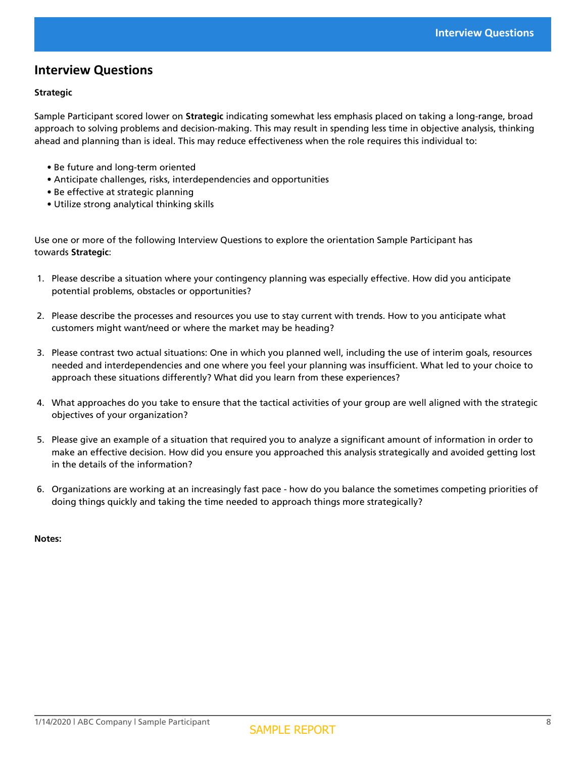## Interview Questions

**Strategic**

Sample Participant scored lower on **Strategic** indicating somewhat less emphasis placed on taking a long-range, broad approach to solving problems and decision-making. This may result in spending less time in objective analysis, thinking ahead and planning than is ideal. This may reduce effectiveness when the role requires this individual to:

- Be future and long-term oriented
- Anticipate challenges, risks, interdependencies and opportunities
- Be effective at strategic planning
- Utilize strong analytical thinking skills

Use one or more of the following Interview Questions to explore the orientation Sample Participant has towards **Strategic**:

1. Please describe a situation where your contingency planning was especially effective. How did you anticipate potential problems, obstacles or opportunities?

2. Please describe the processes and resources you use to stay current with trends. How to you anticipate what customers might want/need or where the market may be heading?

3. Please contrast two actual situations: One in which you planned well, including the use of interim goals, resources needed and interdependencies and one where you feel your planning was insufficient. What led to your choice to approach these situations differently? What did you learn from these experiences?

4. What approaches do you take to ensure that the tactical activities of your group are well aligned with the strategic objectives of your organization?

5. Please give an example of a situation that required you to analyze a significant amount of information in order to make an effective decision. How did you ensure you approached this analysis strategically and avoided getting lost in the details of the information?

6. Organizations are working at an increasingly fast pace - how do you balance the sometimes competing priorities of doing things quickly and taking the time needed to approach things more strategically?

**Notes:**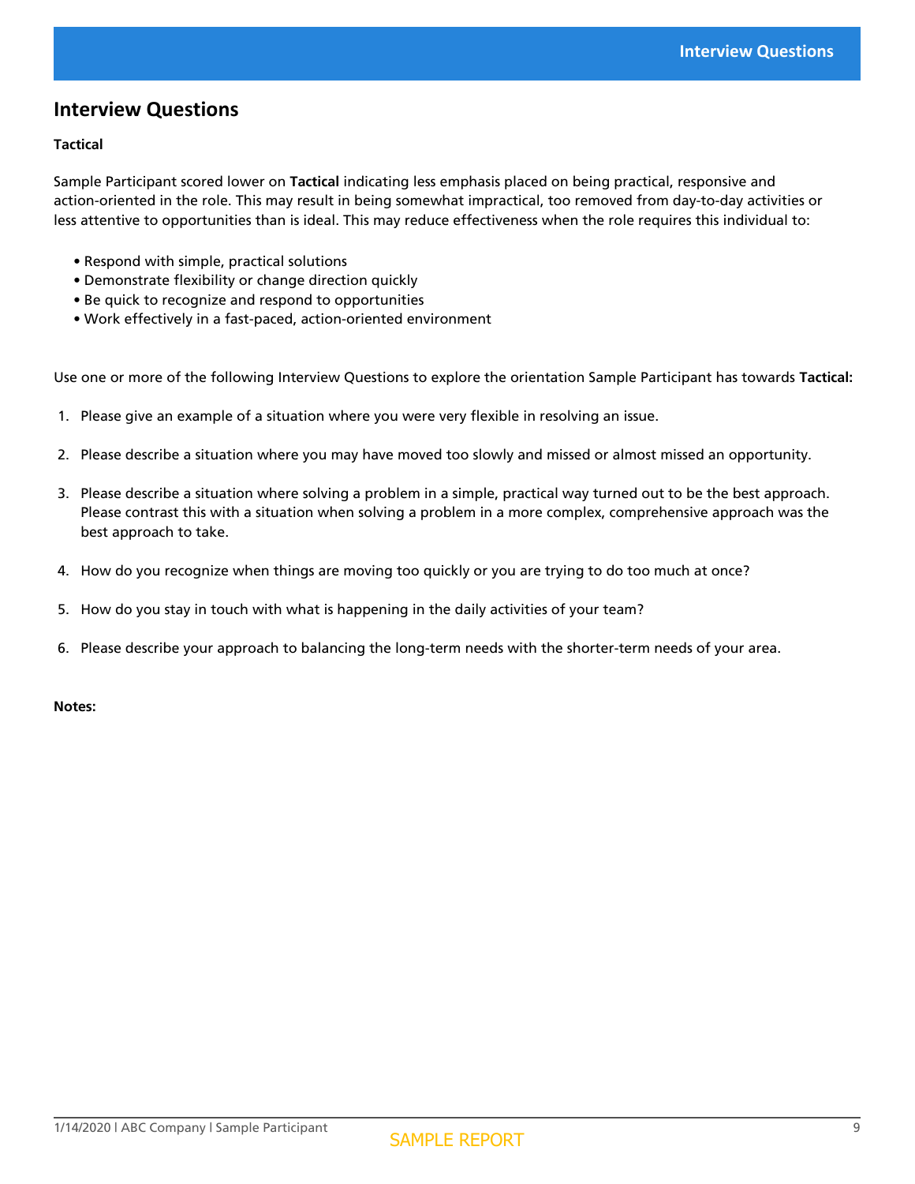## Interview Questions

**Tactical**

Sample Participant scored lower on **Tactical** indicating less emphasis placed on being practical, responsive and action-oriented in the role. This may result in being somewhat impractical, too removed from day-to-day activities or less attentive to opportunities than is ideal. This may reduce effectiveness when the role requires this individual to:

- Respond with simple, practical solutions
- Demonstrate flexibility or change direction quickly
- Be quick to recognize and respond to opportunities
- Work effectively in a fast-paced, action-oriented environment

Use one or more of the following Interview Questions to explore the orientation Sample Participant has towards **Tactical:**

1. Please give an example of a situation where you were very flexible in resolving an issue.

2. Please describe a situation where you may have moved too slowly and missed or almost missed an opportunity.

3. Please describe a situation where solving a problem in a simple, practical way turned out to be the best approach. Please contrast this with a situation when solving a problem in a more complex, comprehensive approach was the best approach to take.

4. How do you recognize when things are moving too quickly or you are trying to do too much at once?

5. How do you stay in touch with what is happening in the daily activities of your team?

6. Please describe your approach to balancing the long-term needs with the shorter-term needs of your area.

**Notes:**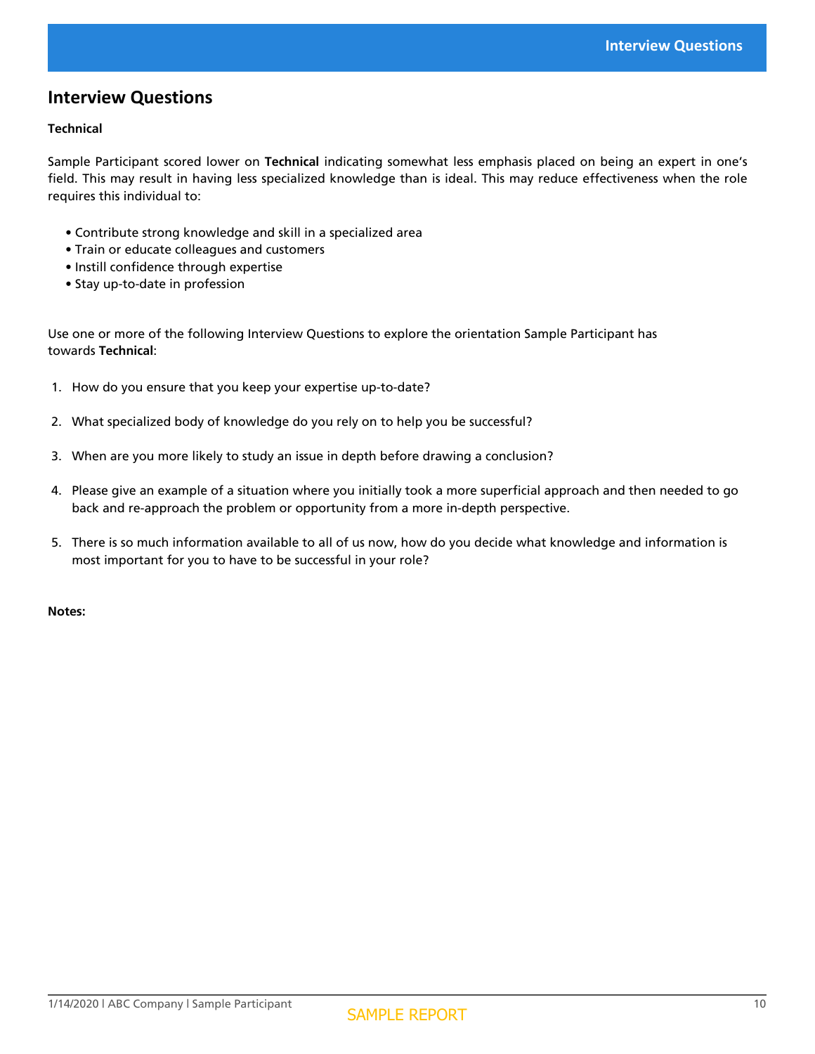## Interview Questions

**Technical**

Sample Participant scored lower on **Technical** indicating somewhat less emphasis placed on being an expert in one's field. This may result in having less specialized knowledge than is ideal. This may reduce effectiveness when the role requires this individual to:

- Contribute strong knowledge and skill in a specialized area
- Train or educate colleagues and customers
- Instill confidence through expertise
- Stay up-to-date in profession

Use one or more of the following Interview Questions to explore the orientation Sample Participant has towards **Technical**:

1. How do you ensure that you keep your expertise up-to-date?
2. What specialized body of knowledge do you rely on to help you be successful?
3. When are you more likely to study an issue in depth before drawing a conclusion?
4. Please give an example of a situation where you initially took a more superficial approach and then needed to go back and re-approach the problem or opportunity from a more in-depth perspective.
5. There is so much information available to all of us now, how do you decide what knowledge and information is most important for you to have to be successful in your role?

**Notes:**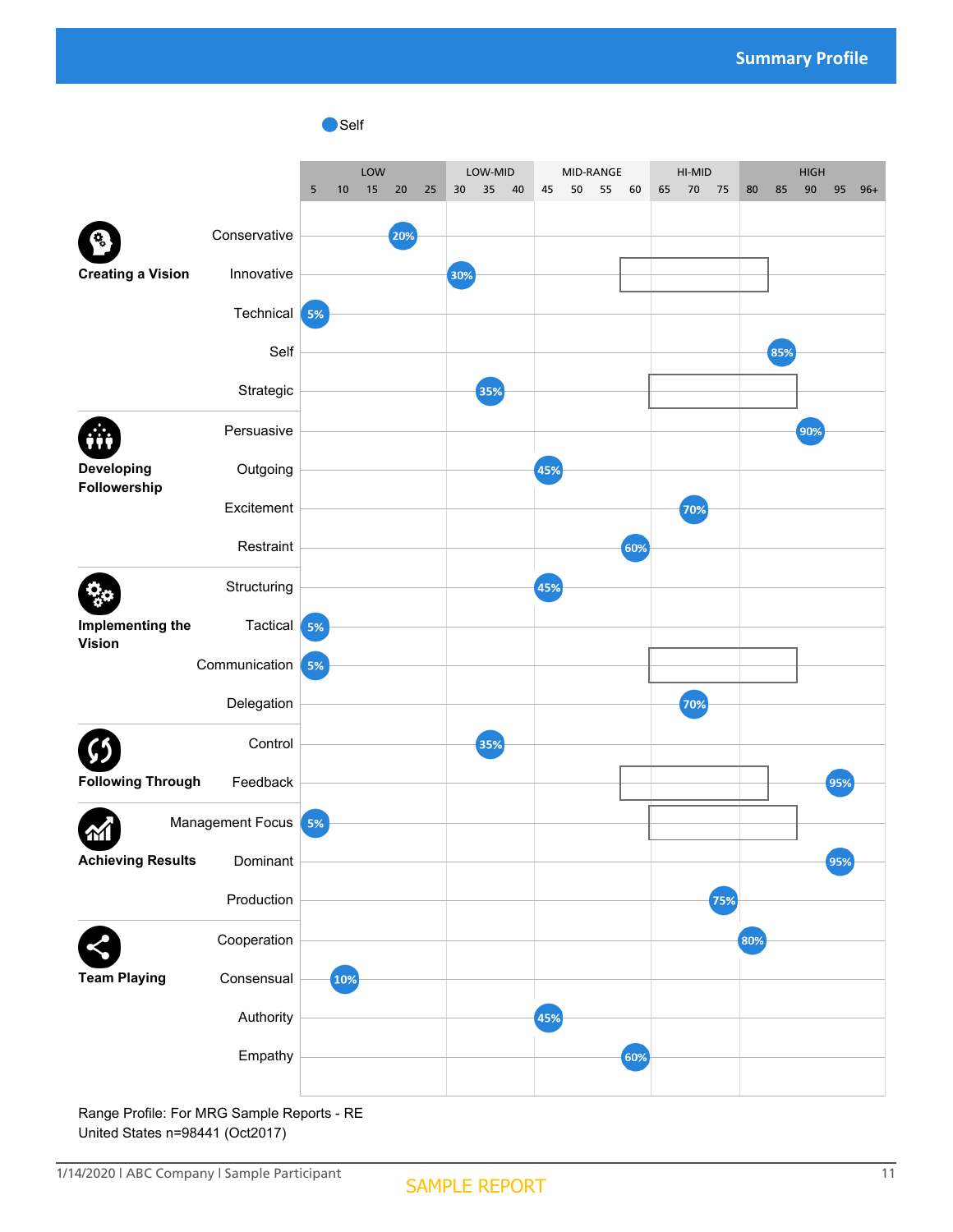## Summary Profile

Self

| Category | Scale | Self |
|---|---|---|
| Creating a Vision | Conservative | 20% |
| | Innovative | 30% |
| | Technical | 5% |
| | Self | 85% |
| | Strategic | 35% |
| Developing Followership | Persuasive | 90% |
| | Outgoing | 45% |
| | Excitement | 70% |
| | Restraint | 60% |
| Implementing the Vision | Structuring | 45% |
| | Tactical | 5% |
| | Communication | 5% |
| | Delegation | 70% |
| Following Through | Control | 35% |
| | Feedback | 95% |
| Achieving Results | Management Focus | 5% |
| | Dominant | 95% |
| | Production | 75% |
| Team Playing | Cooperation | 80% |
| | Consensual | 10% |
| | Authority | 45% |
| | Empathy | 60% |

Scale ranges: LOW (5–25), LOW-MID (30–40), MID-RANGE (45–60), HI-MID (65–75), HIGH (80–96+)

Range Profile: For MRG Sample Reports - RE
United States n=98441 (Oct2017)

SAMPLE REPORT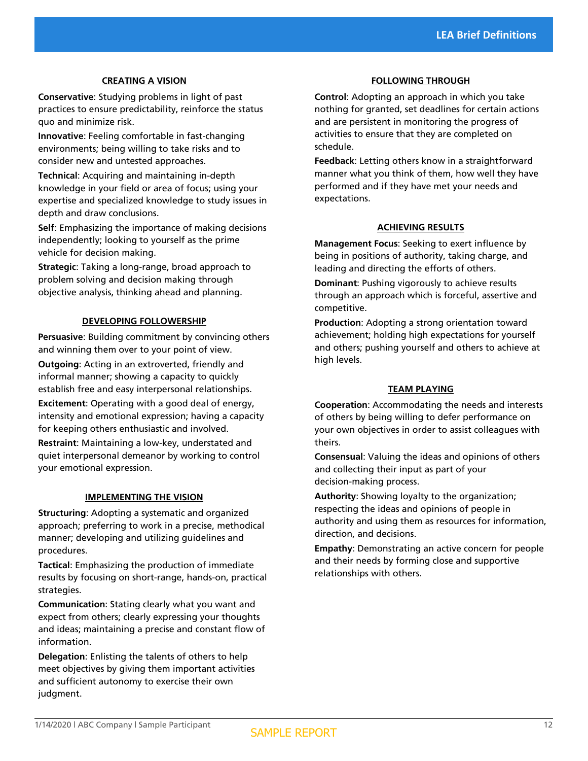# LEA Brief Definitions

## CREATING A VISION

**Conservative**: Studying problems in light of past practices to ensure predictability, reinforce the status quo and minimize risk.

**Innovative**: Feeling comfortable in fast-changing environments; being willing to take risks and to consider new and untested approaches.

**Technical**: Acquiring and maintaining in-depth knowledge in your field or area of focus; using your expertise and specialized knowledge to study issues in depth and draw conclusions.

**Self**: Emphasizing the importance of making decisions independently; looking to yourself as the prime vehicle for decision making.

**Strategic**: Taking a long-range, broad approach to problem solving and decision making through objective analysis, thinking ahead and planning.

## DEVELOPING FOLLOWERSHIP

**Persuasive**: Building commitment by convincing others and winning them over to your point of view.

**Outgoing**: Acting in an extroverted, friendly and informal manner; showing a capacity to quickly establish free and easy interpersonal relationships.

**Excitement**: Operating with a good deal of energy, intensity and emotional expression; having a capacity for keeping others enthusiastic and involved.

**Restraint**: Maintaining a low-key, understated and quiet interpersonal demeanor by working to control your emotional expression.

## IMPLEMENTING THE VISION

**Structuring**: Adopting a systematic and organized approach; preferring to work in a precise, methodical manner; developing and utilizing guidelines and procedures.

**Tactical**: Emphasizing the production of immediate results by focusing on short-range, hands-on, practical strategies.

**Communication**: Stating clearly what you want and expect from others; clearly expressing your thoughts and ideas; maintaining a precise and constant flow of information.

**Delegation**: Enlisting the talents of others to help meet objectives by giving them important activities and sufficient autonomy to exercise their own judgment.

## FOLLOWING THROUGH

**Control**: Adopting an approach in which you take nothing for granted, set deadlines for certain actions and are persistent in monitoring the progress of activities to ensure that they are completed on schedule.

**Feedback**: Letting others know in a straightforward manner what you think of them, how well they have performed and if they have met your needs and expectations.

## ACHIEVING RESULTS

**Management Focus**: Seeking to exert influence by being in positions of authority, taking charge, and leading and directing the efforts of others.

**Dominant**: Pushing vigorously to achieve results through an approach which is forceful, assertive and competitive.

**Production**: Adopting a strong orientation toward achievement; holding high expectations for yourself and others; pushing yourself and others to achieve at high levels.

## TEAM PLAYING

**Cooperation**: Accommodating the needs and interests of others by being willing to defer performance on your own objectives in order to assist colleagues with theirs.

**Consensual**: Valuing the ideas and opinions of others and collecting their input as part of your decision-making process.

**Authority**: Showing loyalty to the organization; respecting the ideas and opinions of people in authority and using them as resources for information, direction, and decisions.

**Empathy**: Demonstrating an active concern for people and their needs by forming close and supportive relationships with others.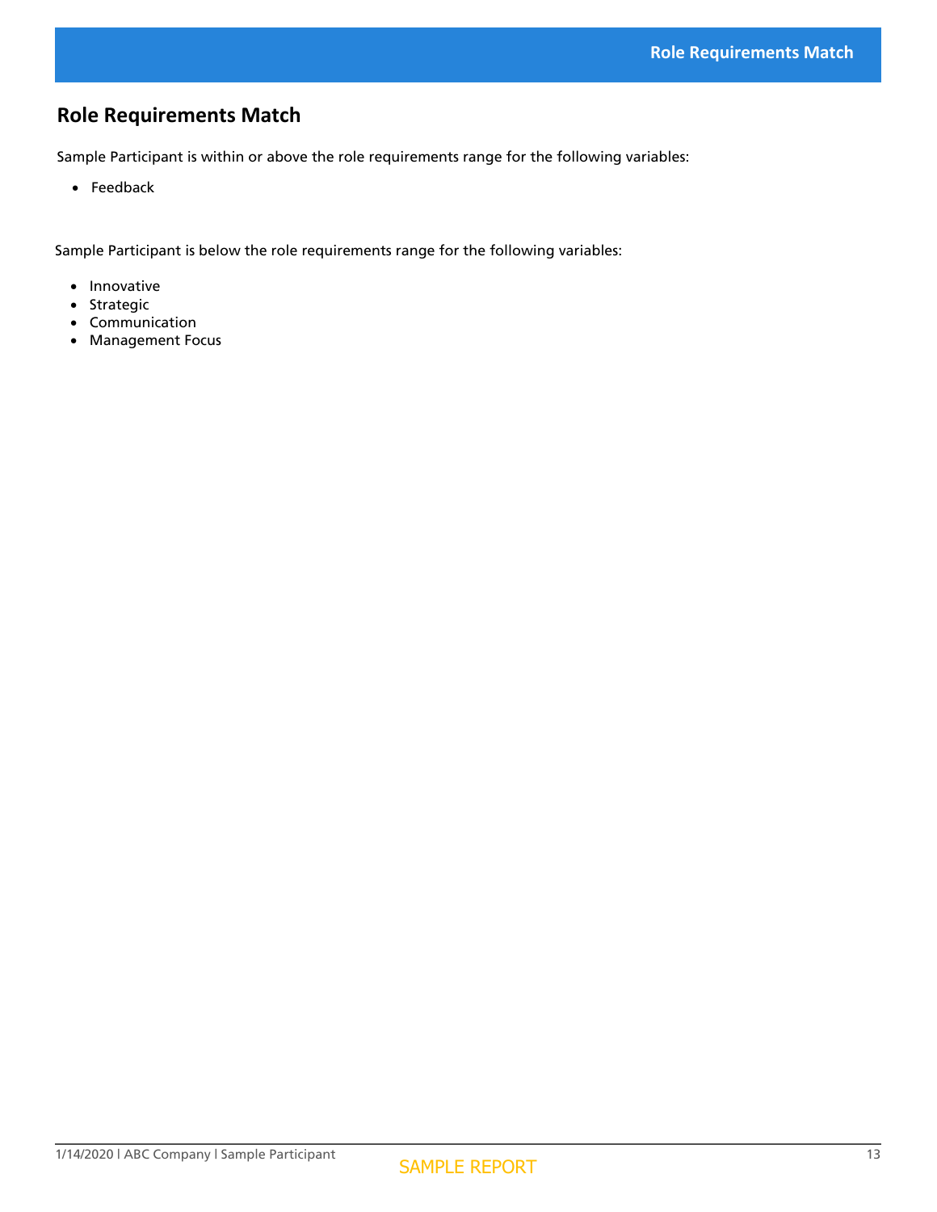## Role Requirements Match

Sample Participant is within or above the role requirements range for the following variables:

- Feedback

Sample Participant is below the role requirements range for the following variables:

- Innovative
- Strategic
- Communication
- Management Focus